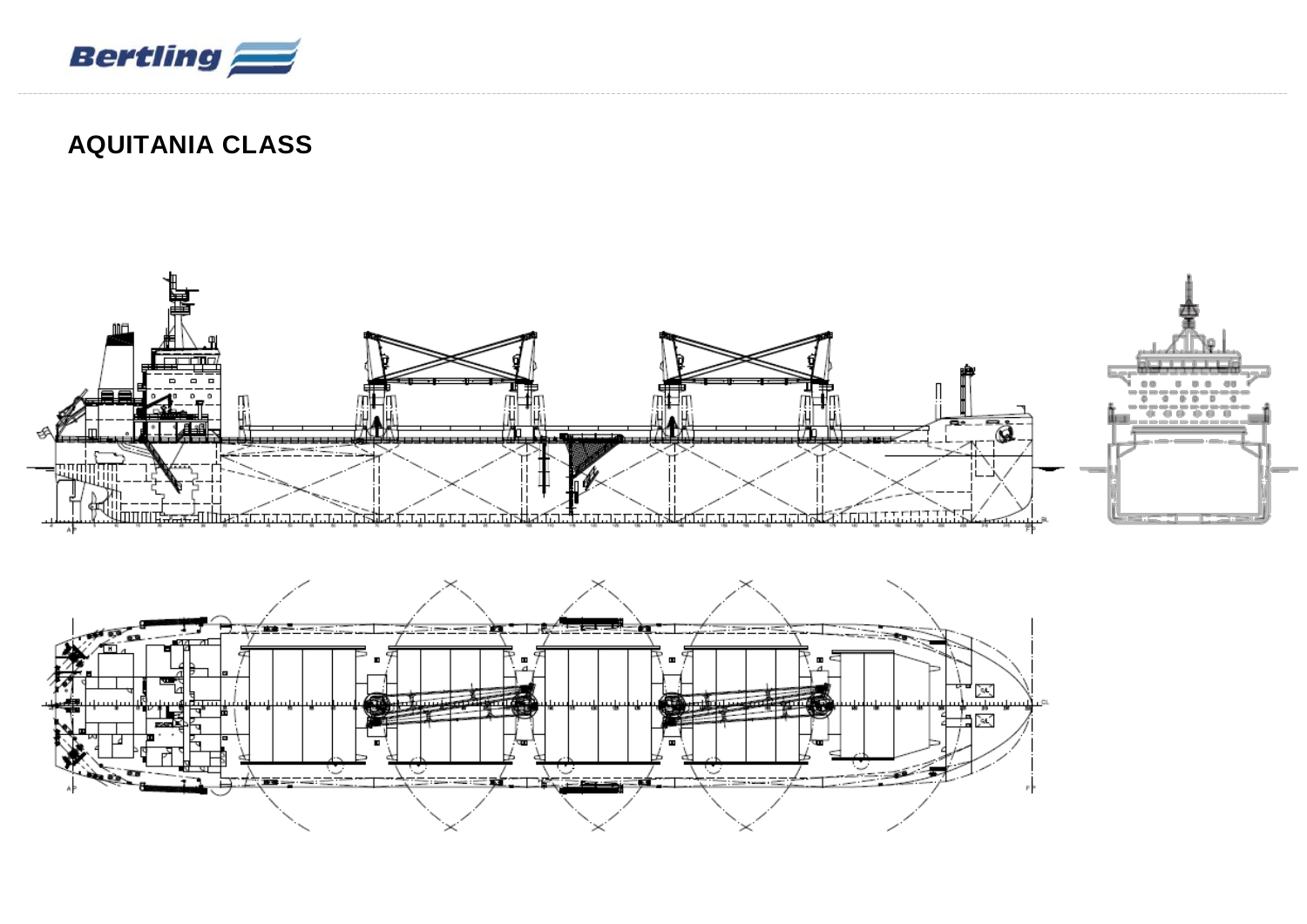# AQUITANIA CLASS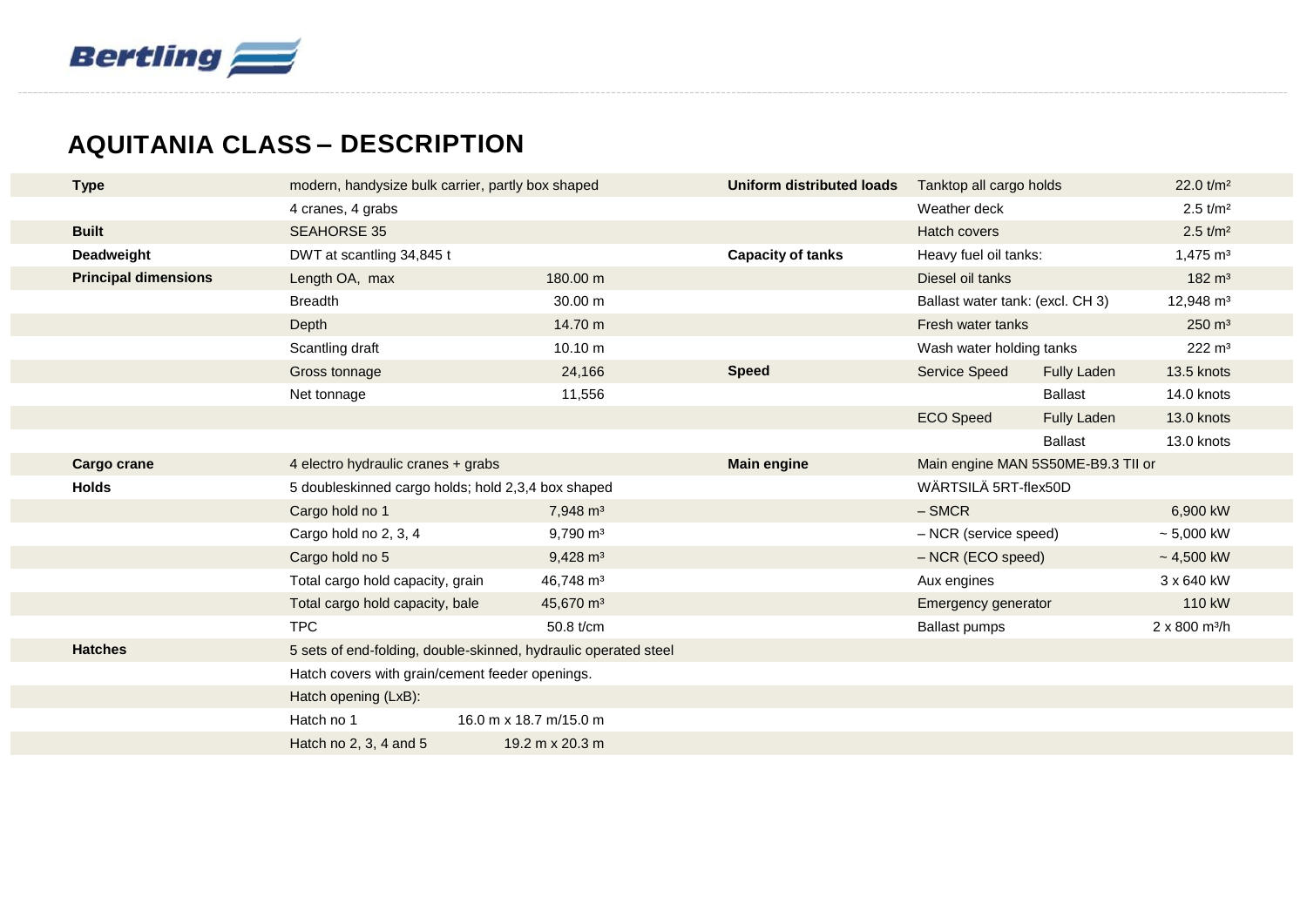## AQUITANIA CLASS – DESCRIPTION

| | | | | | | |
|---|---|---|---|---|---|---|
| **Type** | modern, handysize bulk carrier, partly box shaped | | **Uniform distributed loads** | Tanktop all cargo holds | | 22.0 t/m² |
| | 4 cranes, 4 grabs | | | Weather deck | | 2.5 t/m² |
| **Built** | SEAHORSE 35 | | | Hatch covers | | 2.5 t/m² |
| **Deadweight** | DWT at scantling 34,845 t | | **Capacity of tanks** | Heavy fuel oil tanks: | | 1,475 m³ |
| **Principal dimensions** | Length OA, max | 180.00 m | | Diesel oil tanks | | 182 m³ |
| | Breadth | 30.00 m | | Ballast water tank: (excl. CH 3) | | 12,948 m³ |
| | Depth | 14.70 m | | Fresh water tanks | | 250 m³ |
| | Scantling draft | 10.10 m | | Wash water holding tanks | | 222 m³ |
| | Gross tonnage | 24,166 | **Speed** | Service Speed | Fully Laden | 13.5 knots |
| | Net tonnage | 11,556 | | | Ballast | 14.0 knots |
| | | | | ECO Speed | Fully Laden | 13.0 knots |
| | | | | | Ballast | 13.0 knots |
| **Cargo crane** | 4 electro hydraulic cranes + grabs | | **Main engine** | Main engine MAN 5S50ME-B9.3 TII or | | |
| **Holds** | 5 doubleskinned cargo holds; hold 2,3,4 box shaped | | | WÄRTSILÄ 5RT-flex50D | | |
| | Cargo hold no 1 | 7,948 m³ | | – SMCR | | 6,900 kW |
| | Cargo hold no 2, 3, 4 | 9,790 m³ | | – NCR (service speed) | | ~ 5,000 kW |
| | Cargo hold no 5 | 9,428 m³ | | – NCR (ECO speed) | | ~ 4,500 kW |
| | Total cargo hold capacity, grain | 46,748 m³ | | Aux engines | | 3 x 640 kW |
| | Total cargo hold capacity, bale | 45,670 m³ | | Emergency generator | | 110 kW |
| | TPC | 50.8 t/cm | | Ballast pumps | | 2 x 800 m³/h |
| **Hatches** | 5 sets of end-folding, double-skinned, hydraulic operated steel | | | | | |
| | Hatch covers with grain/cement feeder openings. | | | | | |
| | Hatch opening (LxB): | | | | | |
| | Hatch no 1 | 16.0 m x 18.7 m/15.0 m | | | | |
| | Hatch no 2, 3, 4 and 5 | 19.2 m x 20.3 m | | | | |